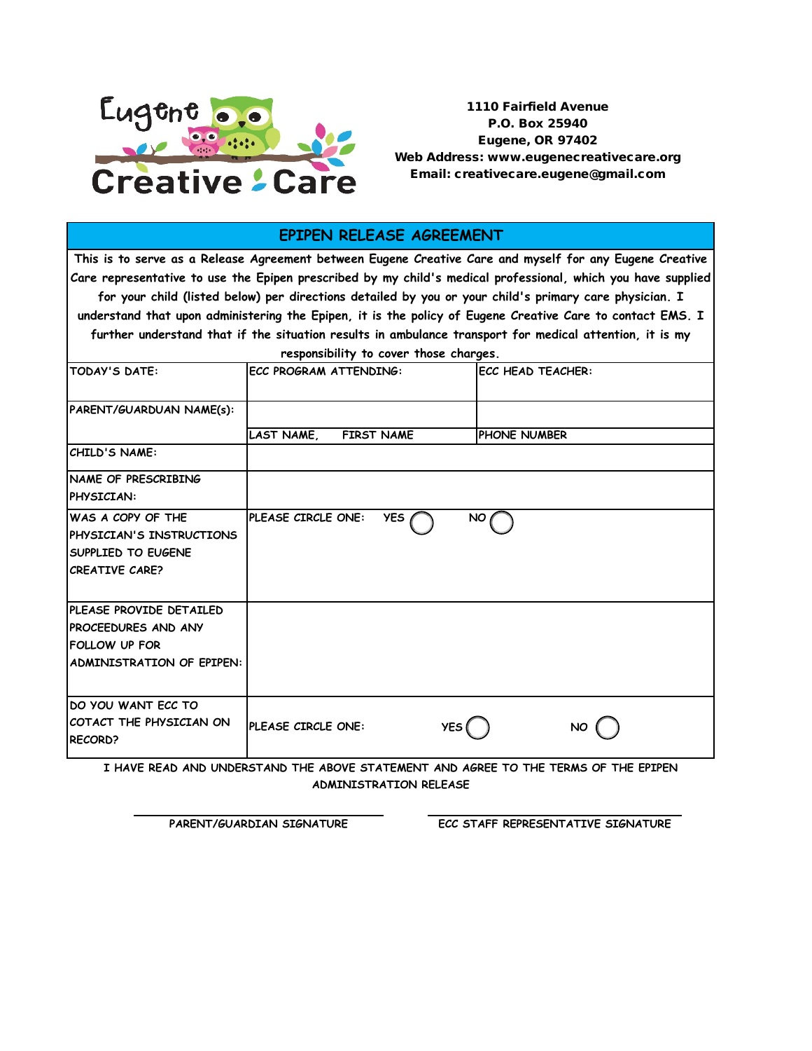Eugene Creative Care

**1110 Fairfield Avenue**
**P.O. Box 25940**
**Eugene, OR 97402**
**Web Address: www.eugenecreativecare.org**
**Email: creativecare.eugene@gmail.com**

## EPIPEN RELEASE AGREEMENT

This is to serve as a Release Agreement between Eugene Creative Care and myself for any Eugene Creative Care representative to use the Epipen prescribed by my child's medical professional, which you have supplied for your child (listed below) per directions detailed by you or your child's primary care physician. I understand that upon administering the Epipen, it is the policy of Eugene Creative Care to contact EMS. I further understand that if the situation results in ambulance transport for medical attention, it is my responsibility to cover those charges.

| TODAY'S DATE: | ECC PROGRAM ATTENDING: | ECC HEAD TEACHER: |
|---|---|---|
| PARENT/GUARDUAN NAME(s): | | |
| | LAST NAME, FIRST NAME | PHONE NUMBER |
| CHILD'S NAME: | | |
| NAME OF PRESCRIBING PHYSICIAN: | | |
| WAS A COPY OF THE PHYSICIAN'S INSTRUCTIONS SUPPLIED TO EUGENE CREATIVE CARE? | PLEASE CIRCLE ONE: YES ◯ NO ◯ | |
| PLEASE PROVIDE DETAILED PROCEEDURES AND ANY FOLLOW UP FOR ADMINISTRATION OF EPIPEN: | | |
| DO YOU WANT ECC TO COTACT THE PHYSICIAN ON RECORD? | PLEASE CIRCLE ONE: YES ◯ | NO ◯ |

I HAVE READ AND UNDERSTAND THE ABOVE STATEMENT AND AGREE TO THE TERMS OF THE EPIPEN ADMINISTRATION RELEASE

______________________________ PARENT/GUARDIAN SIGNATURE

______________________________ ECC STAFF REPRESENTATIVE SIGNATURE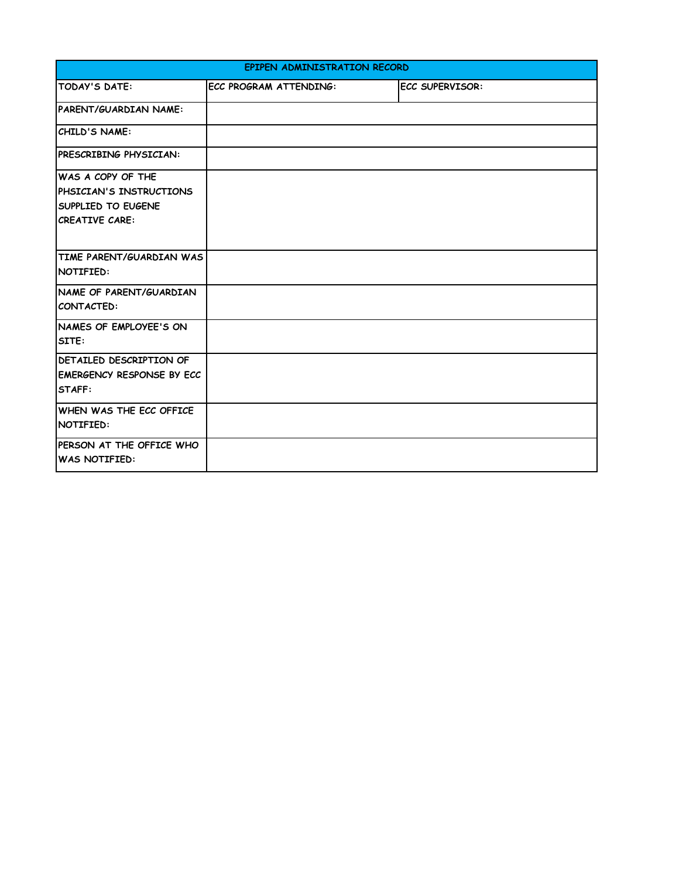| EPIPEN ADMINISTRATION RECORD | | |
|---|---|---|
| TODAY'S DATE: | ECC PROGRAM ATTENDING: | ECC SUPERVISOR: |
| PARENT/GUARDIAN NAME: | | |
| CHILD'S NAME: | | |
| PRESCRIBING PHYSICIAN: | | |
| WAS A COPY OF THE PHSICIAN'S INSTRUCTIONS SUPPLIED TO EUGENE CREATIVE CARE: | | |
| TIME PARENT/GUARDIAN WAS NOTIFIED: | | |
| NAME OF PARENT/GUARDIAN CONTACTED: | | |
| NAMES OF EMPLOYEE'S ON SITE: | | |
| DETAILED DESCRIPTION OF EMERGENCY RESPONSE BY ECC STAFF: | | |
| WHEN WAS THE ECC OFFICE NOTIFIED: | | |
| PERSON AT THE OFFICE WHO WAS NOTIFIED: | | |